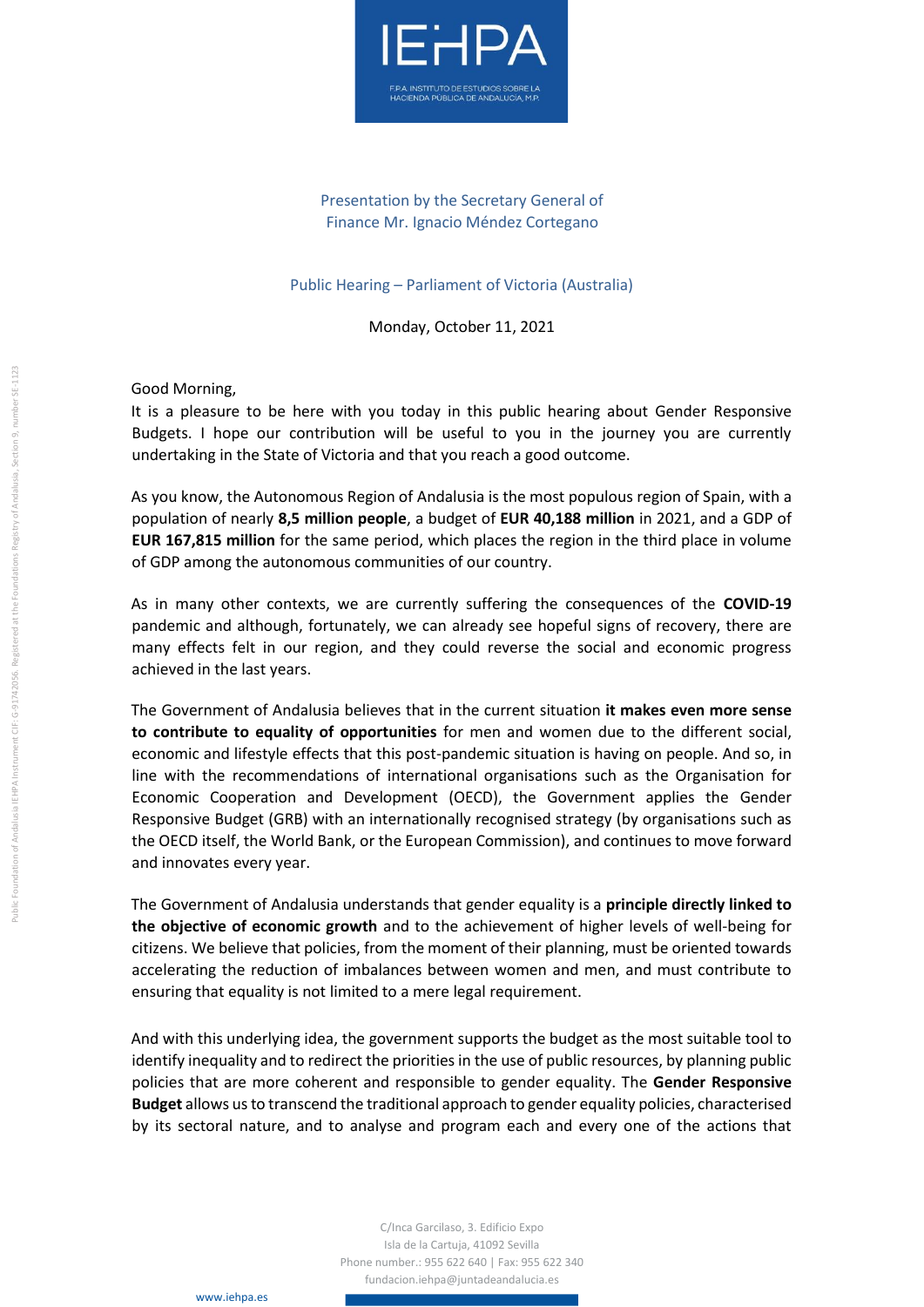Presentation by the Secretary General of Finance Mr. Ignacio Méndez Cortegano

Public Hearing – Parliament of Victoria (Australia)

Monday, October 11, 2021

Good Morning,

It is a pleasure to be here with you today in this public hearing about Gender Responsive Budgets. I hope our contribution will be useful to you in the journey you are currently undertaking in the State of Victoria and that you reach a good outcome.

As you know, the Autonomous Region of Andalusia is the most populous region of Spain, with a population of nearly **8,5 million people**, a budget of **EUR 40,188 million** in 2021, and a GDP of **EUR 167,815 million** for the same period, which places the region in the third place in volume of GDP among the autonomous communities of our country.

As in many other contexts, we are currently suffering the consequences of the **COVID-19** pandemic and although, fortunately, we can already see hopeful signs of recovery, there are many effects felt in our region, and they could reverse the social and economic progress achieved in the last years.

The Government of Andalusia believes that in the current situation **it makes even more sense to contribute to equality of opportunities** for men and women due to the different social, economic and lifestyle effects that this post-pandemic situation is having on people. And so, in line with the recommendations of international organisations such as the Organisation for Economic Cooperation and Development (OECD), the Government applies the Gender Responsive Budget (GRB) with an internationally recognised strategy (by organisations such as the OECD itself, the World Bank, or the European Commission), and continues to move forward and innovates every year.

The Government of Andalusia understands that gender equality is a **principle directly linked to the objective of economic growth** and to the achievement of higher levels of well-being for citizens. We believe that policies, from the moment of their planning, must be oriented towards accelerating the reduction of imbalances between women and men, and must contribute to ensuring that equality is not limited to a mere legal requirement.

And with this underlying idea, the government supports the budget as the most suitable tool to identify inequality and to redirect the priorities in the use of public resources, by planning public policies that are more coherent and responsible to gender equality. The **Gender Responsive Budget** allows us to transcend the traditional approach to gender equality policies, characterised by its sectoral nature, and to analyse and program each and every one of the actions that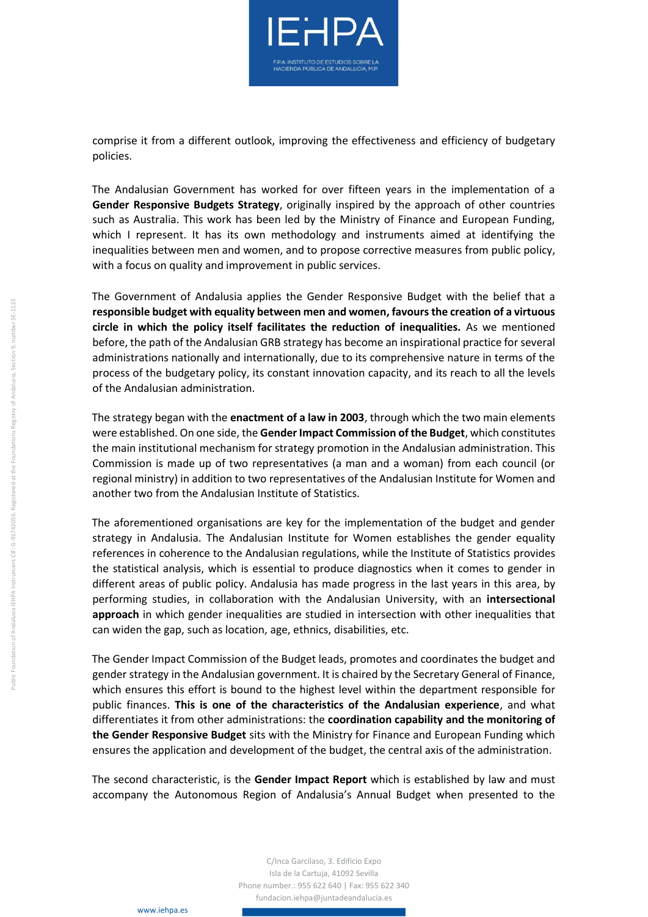comprise it from a different outlook, improving the effectiveness and efficiency of budgetary policies.

The Andalusian Government has worked for over fifteen years in the implementation of a **Gender Responsive Budgets Strategy**, originally inspired by the approach of other countries such as Australia. This work has been led by the Ministry of Finance and European Funding, which I represent. It has its own methodology and instruments aimed at identifying the inequalities between men and women, and to propose corrective measures from public policy, with a focus on quality and improvement in public services.

The Government of Andalusia applies the Gender Responsive Budget with the belief that a **responsible budget with equality between men and women, favours the creation of a virtuous circle in which the policy itself facilitates the reduction of inequalities.** As we mentioned before, the path of the Andalusian GRB strategy has become an inspirational practice for several administrations nationally and internationally, due to its comprehensive nature in terms of the process of the budgetary policy, its constant innovation capacity, and its reach to all the levels of the Andalusian administration.

The strategy began with the **enactment of a law in 2003**, through which the two main elements were established. On one side, the **Gender Impact Commission of the Budget**, which constitutes the main institutional mechanism for strategy promotion in the Andalusian administration. This Commission is made up of two representatives (a man and a woman) from each council (or regional ministry) in addition to two representatives of the Andalusian Institute for Women and another two from the Andalusian Institute of Statistics.

The aforementioned organisations are key for the implementation of the budget and gender strategy in Andalusia. The Andalusian Institute for Women establishes the gender equality references in coherence to the Andalusian regulations, while the Institute of Statistics provides the statistical analysis, which is essential to produce diagnostics when it comes to gender in different areas of public policy. Andalusia has made progress in the last years in this area, by performing studies, in collaboration with the Andalusian University, with an **intersectional approach** in which gender inequalities are studied in intersection with other inequalities that can widen the gap, such as location, age, ethnics, disabilities, etc.

The Gender Impact Commission of the Budget leads, promotes and coordinates the budget and gender strategy in the Andalusian government. It is chaired by the Secretary General of Finance, which ensures this effort is bound to the highest level within the department responsible for public finances. **This is one of the characteristics of the Andalusian experience**, and what differentiates it from other administrations: the **coordination capability and the monitoring of the Gender Responsive Budget** sits with the Ministry for Finance and European Funding which ensures the application and development of the budget, the central axis of the administration.

The second characteristic, is the **Gender Impact Report** which is established by law and must accompany the Autonomous Region of Andalusia's Annual Budget when presented to the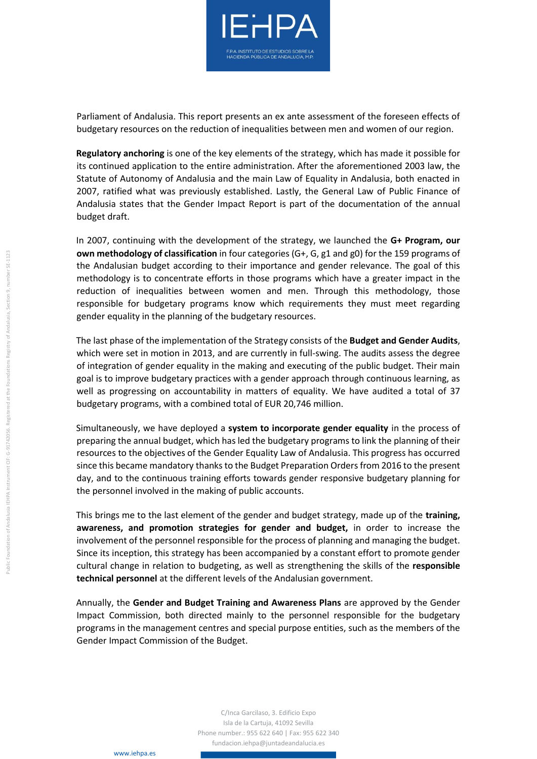Parliament of Andalusia. This report presents an ex ante assessment of the foreseen effects of budgetary resources on the reduction of inequalities between men and women of our region.

**Regulatory anchoring** is one of the key elements of the strategy, which has made it possible for its continued application to the entire administration. After the aforementioned 2003 law, the Statute of Autonomy of Andalusia and the main Law of Equality in Andalusia, both enacted in 2007, ratified what was previously established. Lastly, the General Law of Public Finance of Andalusia states that the Gender Impact Report is part of the documentation of the annual budget draft.

In 2007, continuing with the development of the strategy, we launched the **G+ Program, our own methodology of classification** in four categories (G+, G, g1 and g0) for the 159 programs of the Andalusian budget according to their importance and gender relevance. The goal of this methodology is to concentrate efforts in those programs which have a greater impact in the reduction of inequalities between women and men. Through this methodology, those responsible for budgetary programs know which requirements they must meet regarding gender equality in the planning of the budgetary resources.

The last phase of the implementation of the Strategy consists of the **Budget and Gender Audits**, which were set in motion in 2013, and are currently in full-swing. The audits assess the degree of integration of gender equality in the making and executing of the public budget. Their main goal is to improve budgetary practices with a gender approach through continuous learning, as well as progressing on accountability in matters of equality. We have audited a total of 37 budgetary programs, with a combined total of EUR 20,746 million.

Simultaneously, we have deployed a **system to incorporate gender equality** in the process of preparing the annual budget, which has led the budgetary programs to link the planning of their resources to the objectives of the Gender Equality Law of Andalusia. This progress has occurred since this became mandatory thanks to the Budget Preparation Orders from 2016 to the present day, and to the continuous training efforts towards gender responsive budgetary planning for the personnel involved in the making of public accounts.

This brings me to the last element of the gender and budget strategy, made up of the **training, awareness, and promotion strategies for gender and budget,** in order to increase the involvement of the personnel responsible for the process of planning and managing the budget. Since its inception, this strategy has been accompanied by a constant effort to promote gender cultural change in relation to budgeting, as well as strengthening the skills of the **responsible technical personnel** at the different levels of the Andalusian government.

Annually, the **Gender and Budget Training and Awareness Plans** are approved by the Gender Impact Commission, both directed mainly to the personnel responsible for the budgetary programs in the management centres and special purpose entities, such as the members of the Gender Impact Commission of the Budget.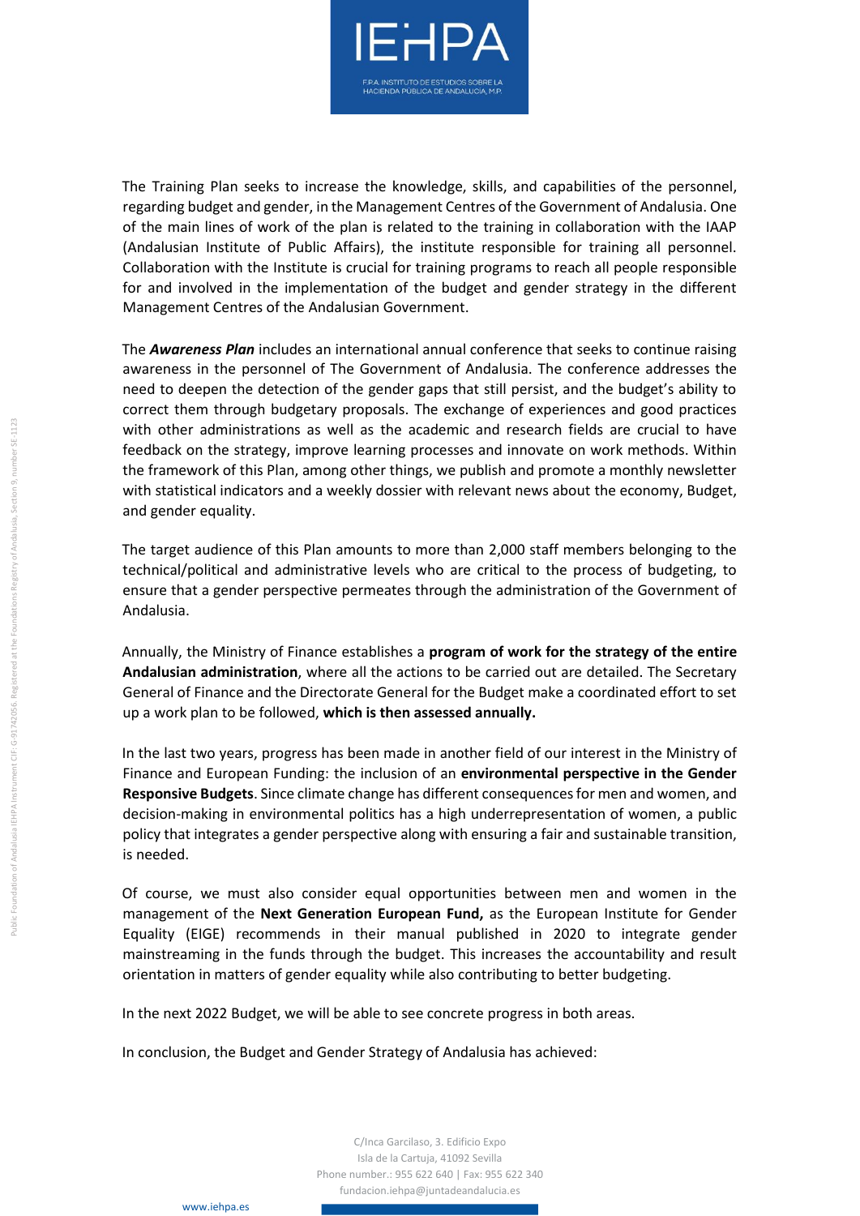The Training Plan seeks to increase the knowledge, skills, and capabilities of the personnel, regarding budget and gender, in the Management Centres of the Government of Andalusia. One of the main lines of work of the plan is related to the training in collaboration with the IAAP (Andalusian Institute of Public Affairs), the institute responsible for training all personnel. Collaboration with the Institute is crucial for training programs to reach all people responsible for and involved in the implementation of the budget and gender strategy in the different Management Centres of the Andalusian Government.

The ***Awareness Plan*** includes an international annual conference that seeks to continue raising awareness in the personnel of The Government of Andalusia. The conference addresses the need to deepen the detection of the gender gaps that still persist, and the budget's ability to correct them through budgetary proposals. The exchange of experiences and good practices with other administrations as well as the academic and research fields are crucial to have feedback on the strategy, improve learning processes and innovate on work methods. Within the framework of this Plan, among other things, we publish and promote a monthly newsletter with statistical indicators and a weekly dossier with relevant news about the economy, Budget, and gender equality.

The target audience of this Plan amounts to more than 2,000 staff members belonging to the technical/political and administrative levels who are critical to the process of budgeting, to ensure that a gender perspective permeates through the administration of the Government of Andalusia.

Annually, the Ministry of Finance establishes a **program of work for the strategy of the entire Andalusian administration**, where all the actions to be carried out are detailed. The Secretary General of Finance and the Directorate General for the Budget make a coordinated effort to set up a work plan to be followed, **which is then assessed annually.**

In the last two years, progress has been made in another field of our interest in the Ministry of Finance and European Funding: the inclusion of an **environmental perspective in the Gender Responsive Budgets**. Since climate change has different consequences for men and women, and decision-making in environmental politics has a high underrepresentation of women, a public policy that integrates a gender perspective along with ensuring a fair and sustainable transition, is needed.

Of course, we must also consider equal opportunities between men and women in the management of the **Next Generation European Fund,** as the European Institute for Gender Equality (EIGE) recommends in their manual published in 2020 to integrate gender mainstreaming in the funds through the budget. This increases the accountability and result orientation in matters of gender equality while also contributing to better budgeting.

In the next 2022 Budget, we will be able to see concrete progress in both areas.

In conclusion, the Budget and Gender Strategy of Andalusia has achieved: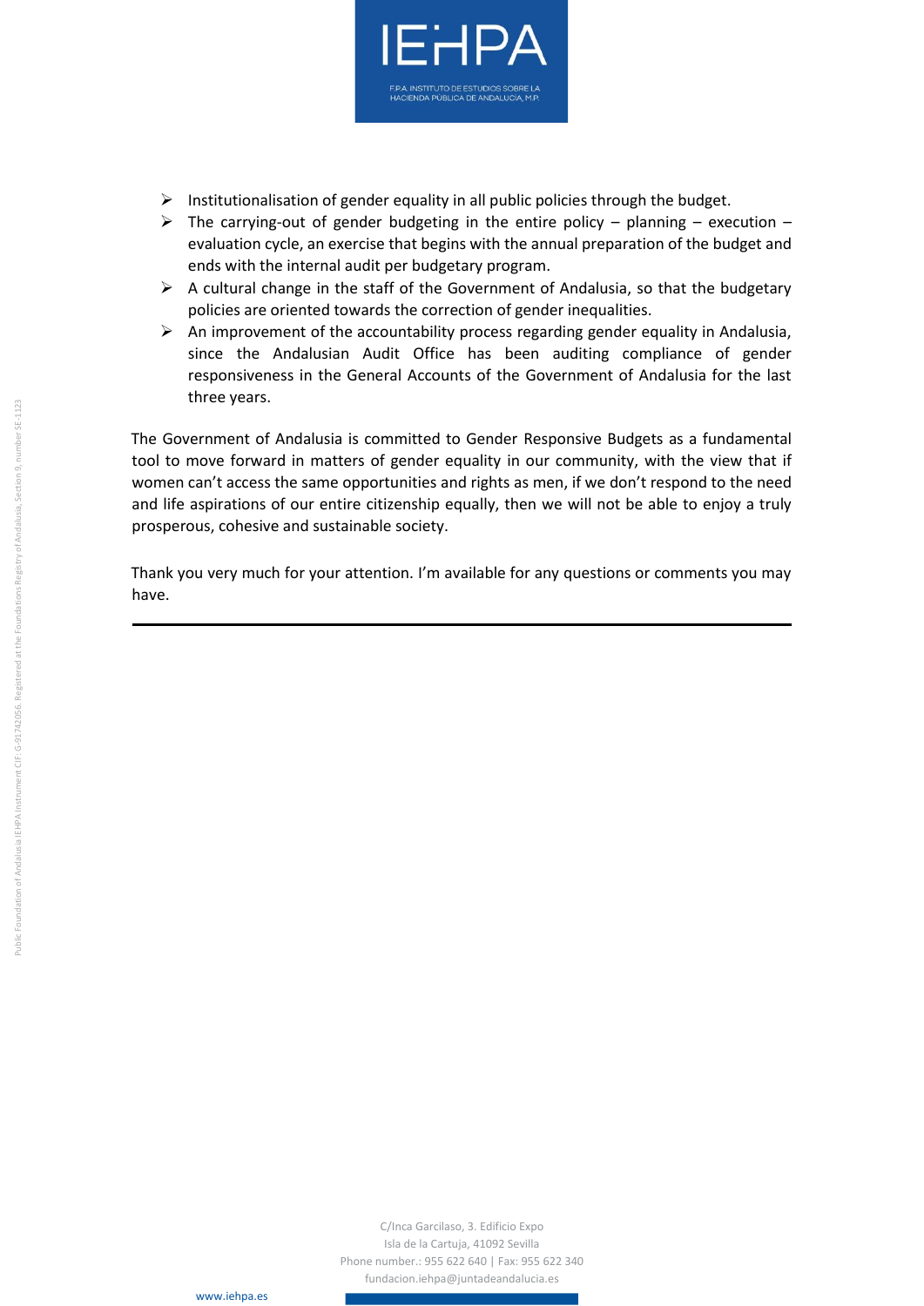- Institutionalisation of gender equality in all public policies through the budget.
- The carrying-out of gender budgeting in the entire policy – planning – execution – evaluation cycle, an exercise that begins with the annual preparation of the budget and ends with the internal audit per budgetary program.
- A cultural change in the staff of the Government of Andalusia, so that the budgetary policies are oriented towards the correction of gender inequalities.
- An improvement of the accountability process regarding gender equality in Andalusia, since the Andalusian Audit Office has been auditing compliance of gender responsiveness in the General Accounts of the Government of Andalusia for the last three years.

The Government of Andalusia is committed to Gender Responsive Budgets as a fundamental tool to move forward in matters of gender equality in our community, with the view that if women can't access the same opportunities and rights as men, if we don't respond to the need and life aspirations of our entire citizenship equally, then we will not be able to enjoy a truly prosperous, cohesive and sustainable society.

Thank you very much for your attention. I'm available for any questions or comments you may have.

---